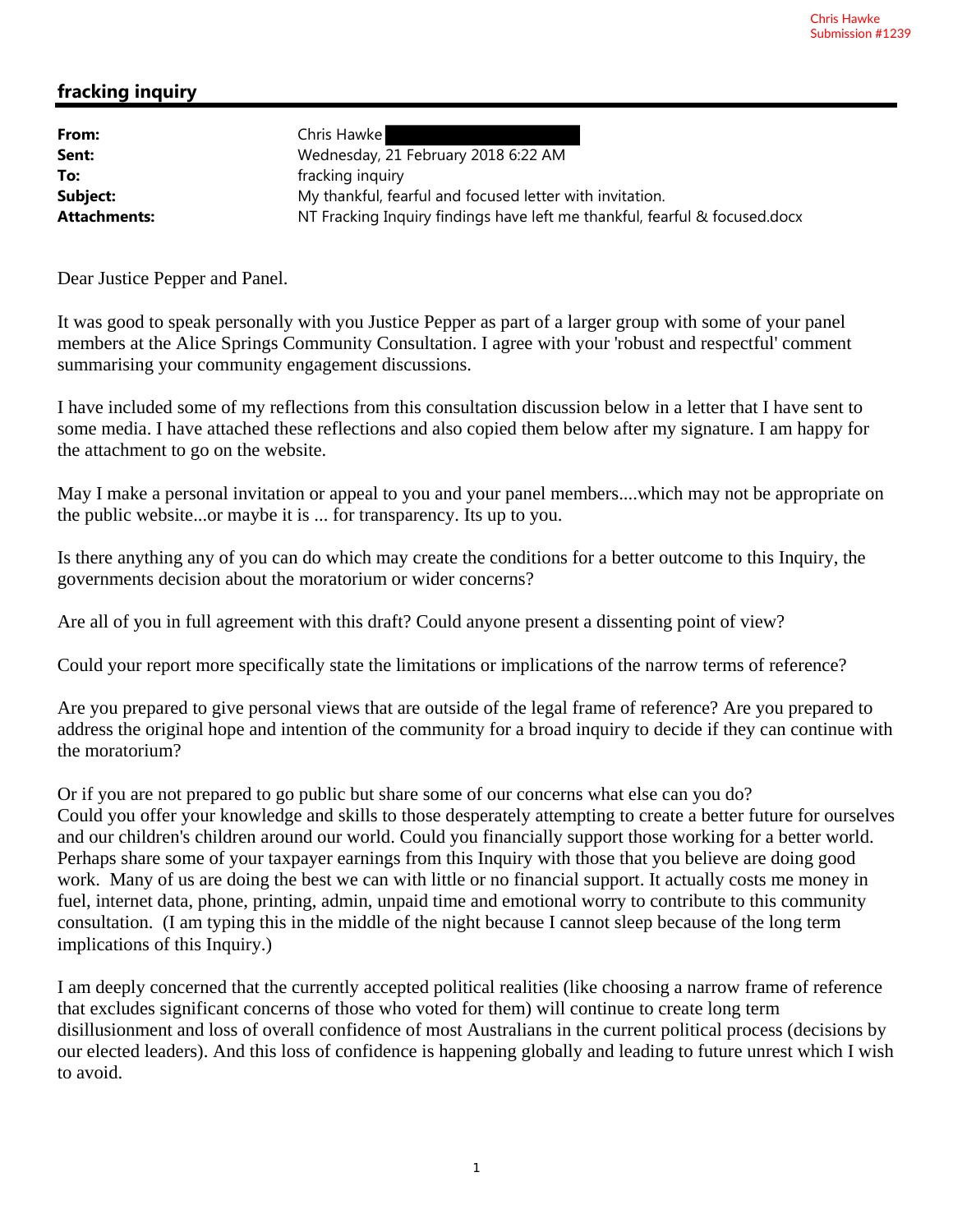Chris Hawke
Submission #1239

## fracking inquiry

| | |
|---|---|
| **From:** | Chris Hawke |
| **Sent:** | Wednesday, 21 February 2018 6:22 AM |
| **To:** | fracking inquiry |
| **Subject:** | My thankful, fearful and focused letter with invitation. |
| **Attachments:** | NT Fracking Inquiry findings have left me thankful, fearful & focused.docx |

Dear Justice Pepper and Panel.

It was good to speak personally with you Justice Pepper as part of a larger group with some of your panel members at the Alice Springs Community Consultation. I agree with your 'robust and respectful' comment summarising your community engagement discussions.

I have included some of my reflections from this consultation discussion below in a letter that I have sent to some media. I have attached these reflections and also copied them below after my signature. I am happy for the attachment to go on the website.

May I make a personal invitation or appeal to you and your panel members....which may not be appropriate on the public website...or maybe it is ... for transparency. Its up to you.

Is there anything any of you can do which may create the conditions for a better outcome to this Inquiry, the governments decision about the moratorium or wider concerns?

Are all of you in full agreement with this draft? Could anyone present a dissenting point of view?

Could your report more specifically state the limitations or implications of the narrow terms of reference?

Are you prepared to give personal views that are outside of the legal frame of reference? Are you prepared to address the original hope and intention of the community for a broad inquiry to decide if they can continue with the moratorium?

Or if you are not prepared to go public but share some of our concerns what else can you do?
Could you offer your knowledge and skills to those desperately attempting to create a better future for ourselves and our children's children around our world. Could you financially support those working for a better world. Perhaps share some of your taxpayer earnings from this Inquiry with those that you believe are doing good work. Many of us are doing the best we can with little or no financial support. It actually costs me money in fuel, internet data, phone, printing, admin, unpaid time and emotional worry to contribute to this community consultation. (I am typing this in the middle of the night because I cannot sleep because of the long term implications of this Inquiry.)

I am deeply concerned that the currently accepted political realities (like choosing a narrow frame of reference that excludes significant concerns of those who voted for them) will continue to create long term disillusionment and loss of overall confidence of most Australians in the current political process (decisions by our elected leaders). And this loss of confidence is happening globally and leading to future unrest which I wish to avoid.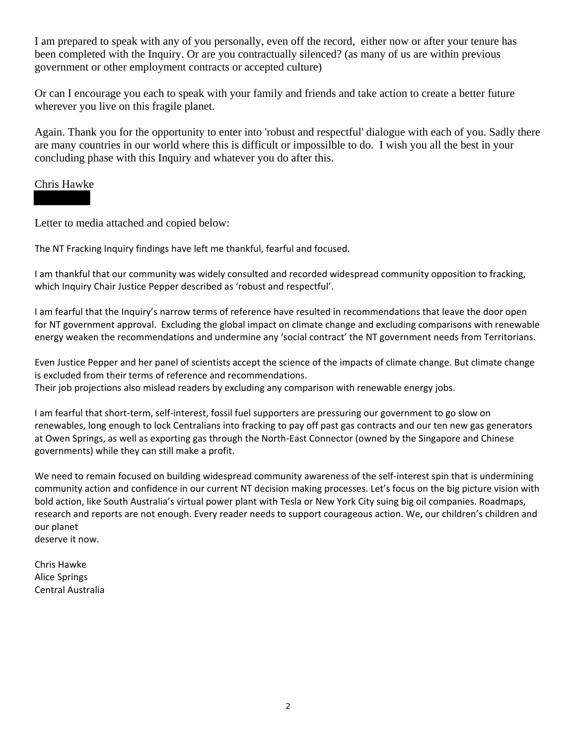I am prepared to speak with any of you personally, even off the record, either now or after your tenure has been completed with the Inquiry. Or are you contractually silenced? (as many of us are within previous government or other employment contracts or accepted culture)

Or can I encourage you each to speak with your family and friends and take action to create a better future wherever you live on this fragile planet.

Again. Thank you for the opportunity to enter into 'robust and respectful' dialogue with each of you. Sadly there are many countries in our world where this is difficult or impossilble to do. I wish you all the best in your concluding phase with this Inquiry and whatever you do after this.

Chris Hawke

Letter to media attached and copied below:

The NT Fracking Inquiry findings have left me thankful, fearful and focused.

I am thankful that our community was widely consulted and recorded widespread community opposition to fracking, which Inquiry Chair Justice Pepper described as 'robust and respectful'.

I am fearful that the Inquiry's narrow terms of reference have resulted in recommendations that leave the door open for NT government approval. Excluding the global impact on climate change and excluding comparisons with renewable energy weaken the recommendations and undermine any 'social contract' the NT government needs from Territorians.

Even Justice Pepper and her panel of scientists accept the science of the impacts of climate change. But climate change is excluded from their terms of reference and recommendations.
Their job projections also mislead readers by excluding any comparison with renewable energy jobs.

I am fearful that short-term, self-interest, fossil fuel supporters are pressuring our government to go slow on renewables, long enough to lock Centralians into fracking to pay off past gas contracts and our ten new gas generators at Owen Springs, as well as exporting gas through the North-East Connector (owned by the Singapore and Chinese governments) while they can still make a profit.

We need to remain focused on building widespread community awareness of the self-interest spin that is undermining community action and confidence in our current NT decision making processes. Let's focus on the big picture vision with bold action, like South Australia's virtual power plant with Tesla or New York City suing big oil companies. Roadmaps, research and reports are not enough. Every reader needs to support courageous action. We, our children's children and our planet
deserve it now.

Chris Hawke
Alice Springs
Central Australia